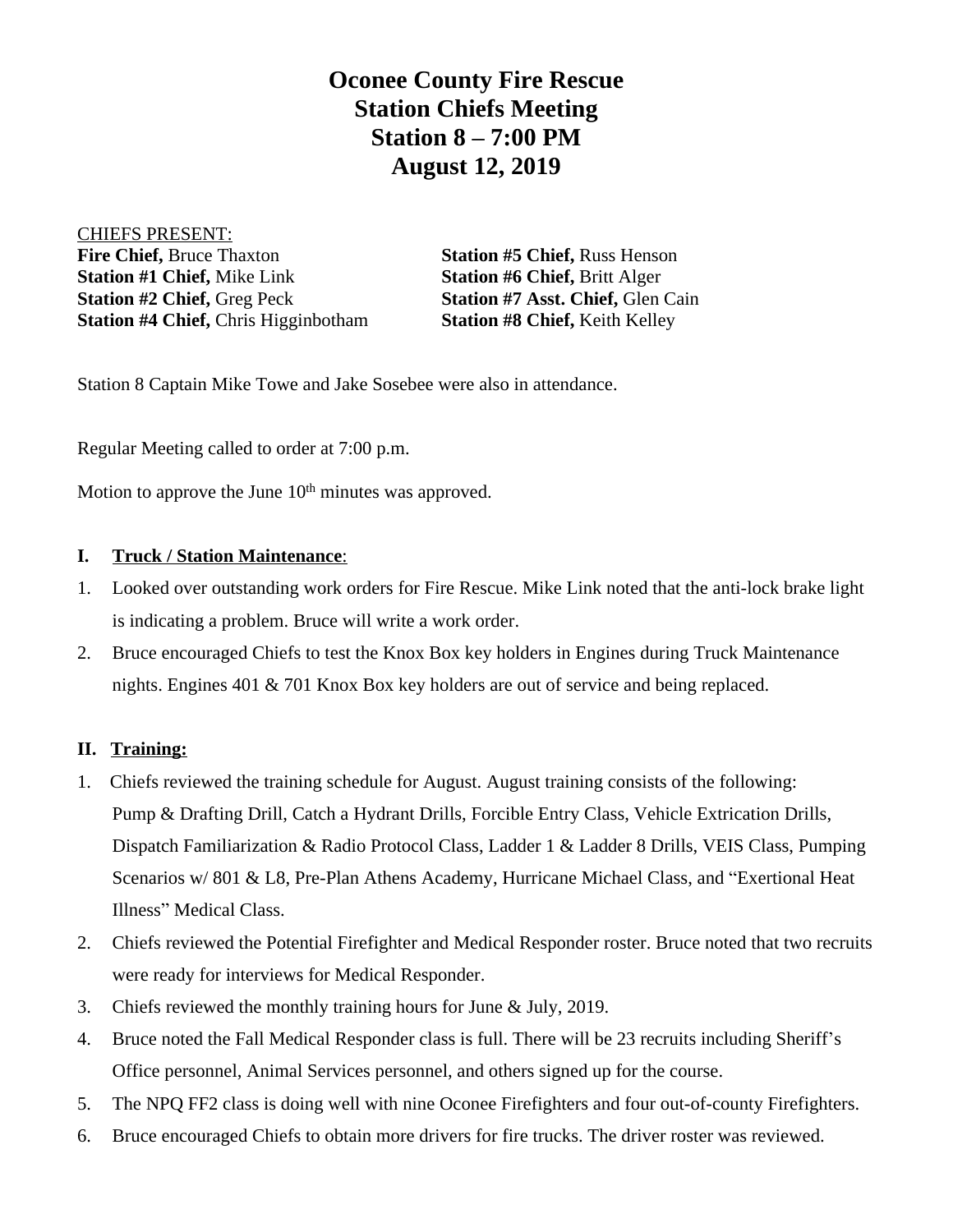# Oconee County Fire Rescue
# Station Chiefs Meeting
# Station 8 – 7:00 PM
# August 12, 2019

CHIEFS PRESENT:

**Fire Chief,** Bruce Thaxton
**Station #1 Chief,** Mike Link
**Station #2 Chief,** Greg Peck
**Station #4 Chief,** Chris Higginbotham
**Station #5 Chief,** Russ Henson
**Station #6 Chief,** Britt Alger
**Station #7 Asst. Chief,** Glen Cain
**Station #8 Chief,** Keith Kelley

Station 8 Captain Mike Towe and Jake Sosebee were also in attendance.

Regular Meeting called to order at 7:00 p.m.

Motion to approve the June 10th minutes was approved.

**I. Truck / Station Maintenance:**

1. Looked over outstanding work orders for Fire Rescue. Mike Link noted that the anti-lock brake light is indicating a problem. Bruce will write a work order.
2. Bruce encouraged Chiefs to test the Knox Box key holders in Engines during Truck Maintenance nights. Engines 401 & 701 Knox Box key holders are out of service and being replaced.

**II. Training:**

1. Chiefs reviewed the training schedule for August. August training consists of the following: Pump & Drafting Drill, Catch a Hydrant Drills, Forcible Entry Class, Vehicle Extrication Drills, Dispatch Familiarization & Radio Protocol Class, Ladder 1 & Ladder 8 Drills, VEIS Class, Pumping Scenarios w/ 801 & L8, Pre-Plan Athens Academy, Hurricane Michael Class, and "Exertional Heat Illness" Medical Class.
2. Chiefs reviewed the Potential Firefighter and Medical Responder roster. Bruce noted that two recruits were ready for interviews for Medical Responder.
3. Chiefs reviewed the monthly training hours for June & July, 2019.
4. Bruce noted the Fall Medical Responder class is full. There will be 23 recruits including Sheriff's Office personnel, Animal Services personnel, and others signed up for the course.
5. The NPQ FF2 class is doing well with nine Oconee Firefighters and four out-of-county Firefighters.
6. Bruce encouraged Chiefs to obtain more drivers for fire trucks. The driver roster was reviewed.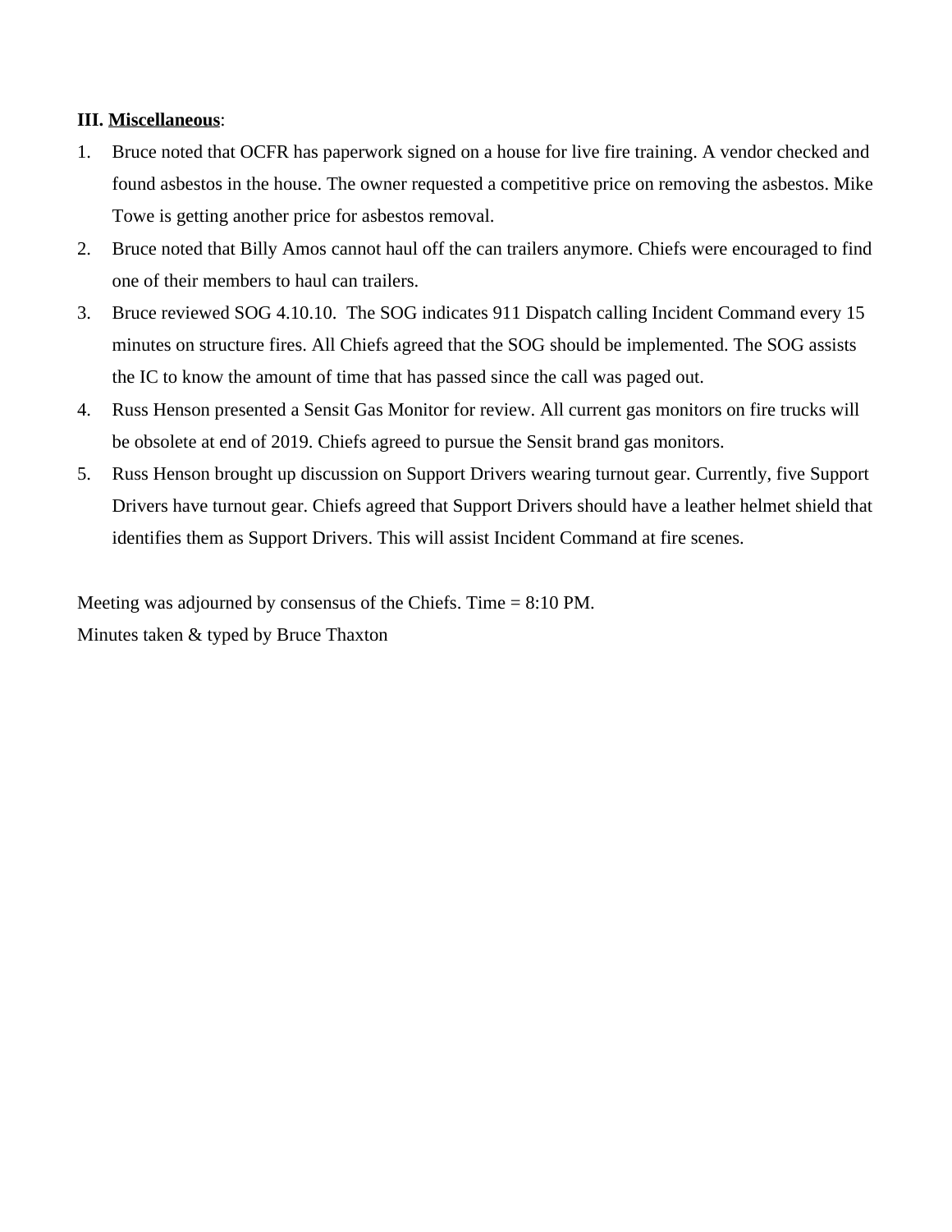**III. Miscellaneous**:

1. Bruce noted that OCFR has paperwork signed on a house for live fire training. A vendor checked and found asbestos in the house. The owner requested a competitive price on removing the asbestos. Mike Towe is getting another price for asbestos removal.
2. Bruce noted that Billy Amos cannot haul off the can trailers anymore. Chiefs were encouraged to find one of their members to haul can trailers.
3. Bruce reviewed SOG 4.10.10. The SOG indicates 911 Dispatch calling Incident Command every 15 minutes on structure fires. All Chiefs agreed that the SOG should be implemented. The SOG assists the IC to know the amount of time that has passed since the call was paged out.
4. Russ Henson presented a Sensit Gas Monitor for review. All current gas monitors on fire trucks will be obsolete at end of 2019. Chiefs agreed to pursue the Sensit brand gas monitors.
5. Russ Henson brought up discussion on Support Drivers wearing turnout gear. Currently, five Support Drivers have turnout gear. Chiefs agreed that Support Drivers should have a leather helmet shield that identifies them as Support Drivers. This will assist Incident Command at fire scenes.

Meeting was adjourned by consensus of the Chiefs. Time = 8:10 PM.
Minutes taken & typed by Bruce Thaxton